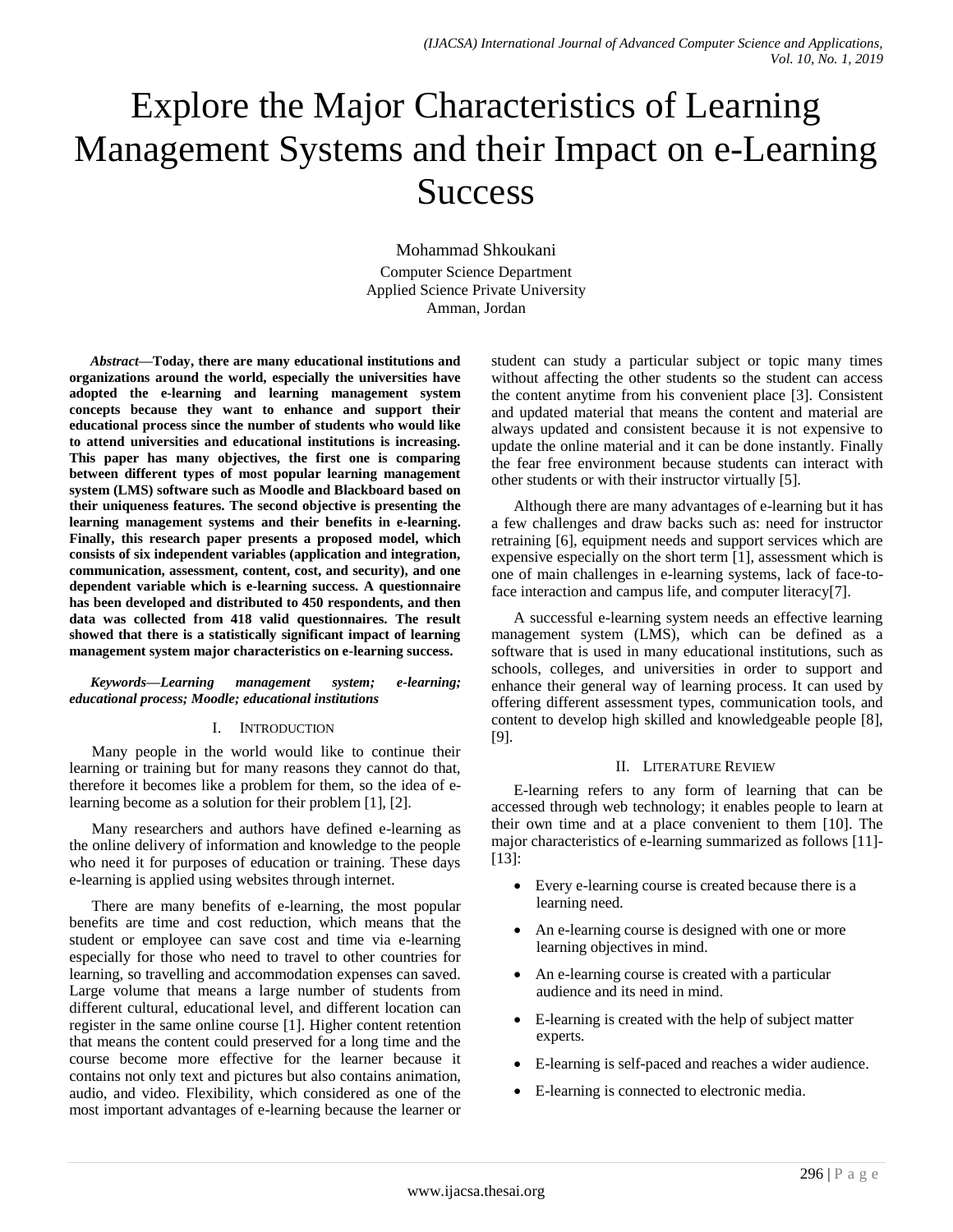# Explore the Major Characteristics of Learning Management Systems and their Impact on e-Learning Success

Mohammad Shkoukani

Computer Science Department
Applied Science Private University
Amman, Jordan

***Abstract*—Today, there are many educational institutions and organizations around the world, especially the universities have adopted the e-learning and learning management system concepts because they want to enhance and support their educational process since the number of students who would like to attend universities and educational institutions is increasing. This paper has many objectives, the first one is comparing between different types of most popular learning management system (LMS) software such as Moodle and Blackboard based on their uniqueness features. The second objective is presenting the learning management systems and their benefits in e-learning. Finally, this research paper presents a proposed model, which consists of six independent variables (application and integration, communication, assessment, content, cost, and security), and one dependent variable which is e-learning success. A questionnaire has been developed and distributed to 450 respondents, and then data was collected from 418 valid questionnaires. The result showed that there is a statistically significant impact of learning management system major characteristics on e-learning success.**

***Keywords*—*Learning management system; e-learning; educational process; Moodle; educational institutions***

## I. Introduction

Many people in the world would like to continue their learning or training but for many reasons they cannot do that, therefore it becomes like a problem for them, so the idea of e-learning become as a solution for their problem [1], [2].

Many researchers and authors have defined e-learning as the online delivery of information and knowledge to the people who need it for purposes of education or training. These days e-learning is applied using websites through internet.

There are many benefits of e-learning, the most popular benefits are time and cost reduction, which means that the student or employee can save cost and time via e-learning especially for those who need to travel to other countries for learning, so travelling and accommodation expenses can saved. Large volume that means a large number of students from different cultural, educational level, and different location can register in the same online course [1]. Higher content retention that means the content could preserved for a long time and the course become more effective for the learner because it contains not only text and pictures but also contains animation, audio, and video. Flexibility, which considered as one of the most important advantages of e-learning because the learner or student can study a particular subject or topic many times without affecting the other students so the student can access the content anytime from his convenient place [3]. Consistent and updated material that means the content and material are always updated and consistent because it is not expensive to update the online material and it can be done instantly. Finally the fear free environment because students can interact with other students or with their instructor virtually [5].

Although there are many advantages of e-learning but it has a few challenges and draw backs such as: need for instructor retraining [6], equipment needs and support services which are expensive especially on the short term [1], assessment which is one of main challenges in e-learning systems, lack of face-to-face interaction and campus life, and computer literacy[7].

A successful e-learning system needs an effective learning management system (LMS), which can be defined as a software that is used in many educational institutions, such as schools, colleges, and universities in order to support and enhance their general way of learning process. It can used by offering different assessment types, communication tools, and content to develop high skilled and knowledgeable people [8], [9].

## II. Literature Review

E-learning refers to any form of learning that can be accessed through web technology; it enables people to learn at their own time and at a place convenient to them [10]. The major characteristics of e-learning summarized as follows [11]-[13]:

- Every e-learning course is created because there is a learning need.
- An e-learning course is designed with one or more learning objectives in mind.
- An e-learning course is created with a particular audience and its need in mind.
- E-learning is created with the help of subject matter experts.
- E-learning is self-paced and reaches a wider audience.
- E-learning is connected to electronic media.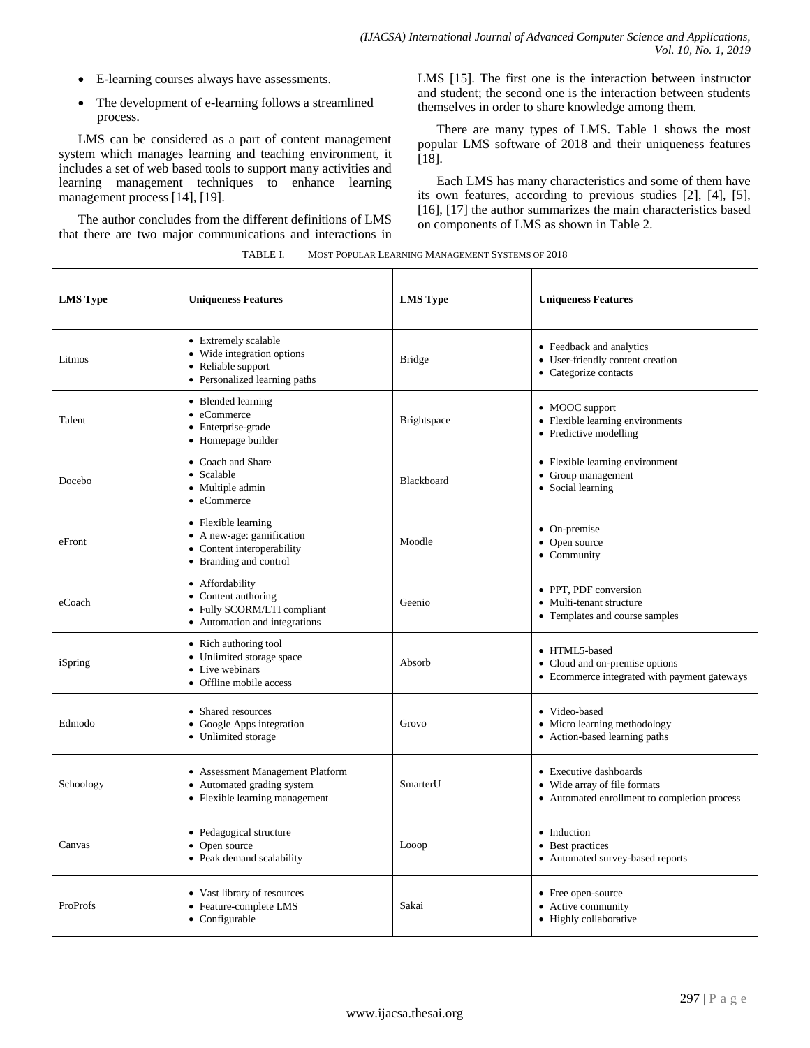- E-learning courses always have assessments.
- The development of e-learning follows a streamlined process.

LMS can be considered as a part of content management system which manages learning and teaching environment, it includes a set of web based tools to support many activities and learning management techniques to enhance learning management process [14], [19].

The author concludes from the different definitions of LMS that there are two major communications and interactions in LMS [15]. The first one is the interaction between instructor and student; the second one is the interaction between students themselves in order to share knowledge among them.

There are many types of LMS. Table 1 shows the most popular LMS software of 2018 and their uniqueness features [18].

Each LMS has many characteristics and some of them have its own features, according to previous studies [2], [4], [5], [16], [17] the author summarizes the main characteristics based on components of LMS as shown in Table 2.

TABLE I. MOST POPULAR LEARNING MANAGEMENT SYSTEMS OF 2018

| **LMS Type** | **Uniqueness Features** | **LMS Type** | **Uniqueness Features** |
|---|---|---|---|
| Litmos | • Extremely scalable<br>• Wide integration options<br>• Reliable support<br>• Personalized learning paths | Bridge | • Feedback and analytics<br>• User-friendly content creation<br>• Categorize contacts |
| Talent | • Blended learning<br>• eCommerce<br>• Enterprise-grade<br>• Homepage builder | Brightspace | • MOOC support<br>• Flexible learning environments<br>• Predictive modelling |
| Docebo | • Coach and Share<br>• Scalable<br>• Multiple admin<br>• eCommerce | Blackboard | • Flexible learning environment<br>• Group management<br>• Social learning |
| eFront | • Flexible learning<br>• A new-age: gamification<br>• Content interoperability<br>• Branding and control | Moodle | • On-premise<br>• Open source<br>• Community |
| eCoach | • Affordability<br>• Content authoring<br>• Fully SCORM/LTI compliant<br>• Automation and integrations | Geenio | • PPT, PDF conversion<br>• Multi-tenant structure<br>• Templates and course samples |
| iSpring | • Rich authoring tool<br>• Unlimited storage space<br>• Live webinars<br>• Offline mobile access | Absorb | • HTML5-based<br>• Cloud and on-premise options<br>• Ecommerce integrated with payment gateways |
| Edmodo | • Shared resources<br>• Google Apps integration<br>• Unlimited storage | Grovo | • Video-based<br>• Micro learning methodology<br>• Action-based learning paths |
| Schoology | • Assessment Management Platform<br>• Automated grading system<br>• Flexible learning management | SmarterU | • Executive dashboards<br>• Wide array of file formats<br>• Automated enrollment to completion process |
| Canvas | • Pedagogical structure<br>• Open source<br>• Peak demand scalability | Looop | • Induction<br>• Best practices<br>• Automated survey-based reports |
| ProProfs | • Vast library of resources<br>• Feature-complete LMS<br>• Configurable | Sakai | • Free open-source<br>• Active community<br>• Highly collaborative |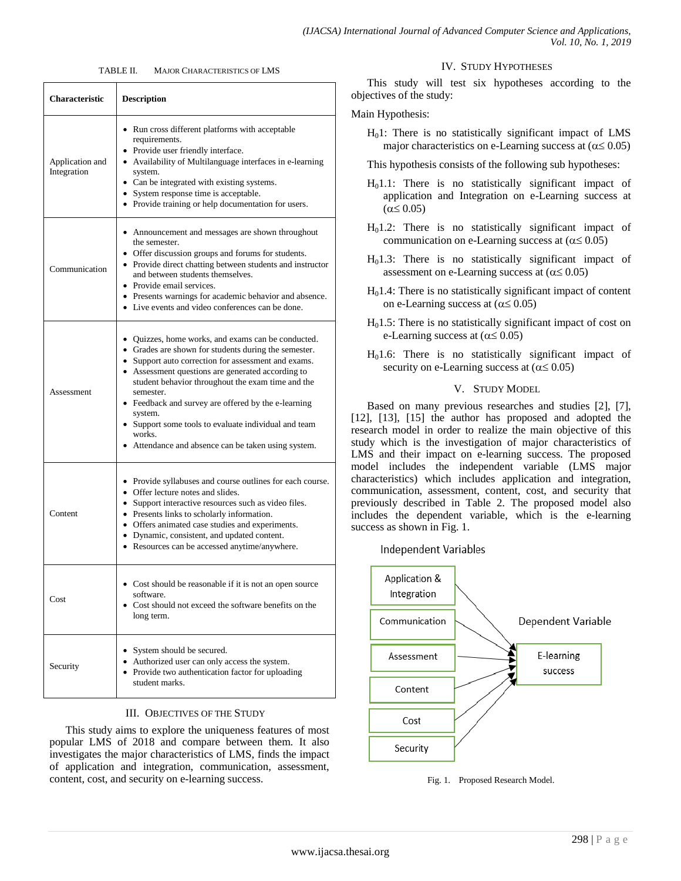TABLE II. MAJOR CHARACTERISTICS OF LMS

| Characteristic | Description |
|---|---|
| Application and Integration | • Run cross different platforms with acceptable requirements.<br>• Provide user friendly interface.<br>• Availability of Multilanguage interfaces in e-learning system.<br>• Can be integrated with existing systems.<br>• System response time is acceptable.<br>• Provide training or help documentation for users. |
| Communication | • Announcement and messages are shown throughout the semester.<br>• Offer discussion groups and forums for students.<br>• Provide direct chatting between students and instructor and between students themselves.<br>• Provide email services.<br>• Presents warnings for academic behavior and absence.<br>• Live events and video conferences can be done. |
| Assessment | • Quizzes, home works, and exams can be conducted.<br>• Grades are shown for students during the semester.<br>• Support auto correction for assessment and exams.<br>• Assessment questions are generated according to student behavior throughout the exam time and the semester.<br>• Feedback and survey are offered by the e-learning system.<br>• Support some tools to evaluate individual and team works.<br>• Attendance and absence can be taken using system. |
| Content | • Provide syllabuses and course outlines for each course.<br>• Offer lecture notes and slides.<br>• Support interactive resources such as video files.<br>• Presents links to scholarly information.<br>• Offers animated case studies and experiments.<br>• Dynamic, consistent, and updated content.<br>• Resources can be accessed anytime/anywhere. |
| Cost | • Cost should be reasonable if it is not an open source software.<br>• Cost should not exceed the software benefits on the long term. |
| Security | • System should be secured.<br>• Authorized user can only access the system.<br>• Provide two authentication factor for uploading student marks. |

## III. Objectives of the Study

This study aims to explore the uniqueness features of most popular LMS of 2018 and compare between them. It also investigates the major characteristics of LMS, finds the impact of application and integration, communication, assessment, content, cost, and security on e-learning success.

## IV. Study Hypotheses

This study will test six hypotheses according to the objectives of the study:

Main Hypothesis:

$H_0$1: There is no statistically significant impact of LMS major characteristics on e-Learning success at ($\alpha \leq 0.05$)

This hypothesis consists of the following sub hypotheses:

$H_0$1.1: There is no statistically significant impact of application and Integration on e-Learning success at ($\alpha \leq 0.05$)

$H_0$1.2: There is no statistically significant impact of communication on e-Learning success at ($\alpha \leq 0.05$)

$H_0$1.3: There is no statistically significant impact of assessment on e-Learning success at ($\alpha \leq 0.05$)

$H_0$1.4: There is no statistically significant impact of content on e-Learning success at ($\alpha \leq 0.05$)

$H_0$1.5: There is no statistically significant impact of cost on e-Learning success at ($\alpha \leq 0.05$)

$H_0$1.6: There is no statistically significant impact of security on e-Learning success at ($\alpha \leq 0.05$)

## V. Study Model

Based on many previous researches and studies [2], [7], [12], [13], [15] the author has proposed and adopted the research model in order to realize the main objective of this study which is the investigation of major characteristics of LMS and their impact on e-learning success. The proposed model includes the independent variable (LMS major characteristics) which includes application and integration, communication, assessment, content, cost, and security that previously described in Table 2. The proposed model also includes the dependent variable, which is the e-learning success as shown in Fig. 1.

Independent Variables: Application & Integration; Communication; Assessment; Content; Cost; Security → Dependent Variable: E-learning success

Fig. 1. Proposed Research Model.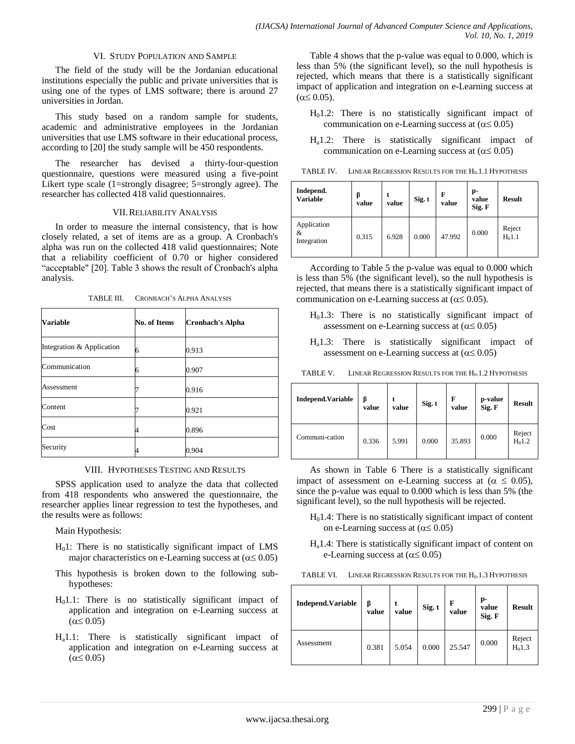## VI. Study Population and Sample

The field of the study will be the Jordanian educational institutions especially the public and private universities that is using one of the types of LMS software; there is around 27 universities in Jordan.

This study based on a random sample for students, academic and administrative employees in the Jordanian universities that use LMS software in their educational process, according to [20] the study sample will be 450 respondents.

The researcher has devised a thirty-four-question questionnaire, questions were measured using a five-point Likert type scale (1=strongly disagree; 5=strongly agree). The researcher has collected 418 valid questionnaires.

## VII. Reliability Analysis

In order to measure the internal consistency, that is how closely related, a set of items are as a group. A Cronbach's alpha was run on the collected 418 valid questionnaires; Note that a reliability coefficient of 0.70 or higher considered "acceptable" [20]. Table 3 shows the result of Cronbach's alpha analysis.

TABLE III. Cronbach's Alpha Analysis

| Variable | No. of Items | Cronbach's Alpha |
|---|---|---|
| Integration & Application | 6 | 0.913 |
| Communication | 6 | 0.907 |
| Assessment | 7 | 0.916 |
| Content | 7 | 0.921 |
| Cost | 4 | 0.896 |
| Security | 4 | 0.904 |

## VIII. Hypotheses Testing and Results

SPSS application used to analyze the data that collected from 418 respondents who answered the questionnaire, the researcher applies linear regression to test the hypotheses, and the results were as follows:

Main Hypothesis:

$H_0$1: There is no statistically significant impact of LMS major characteristics on e-Learning success at ($\alpha \leq 0.05$)

This hypothesis is broken down to the following sub-hypotheses:

$H_0$1.1: There is no statistically significant impact of application and integration on e-Learning success at ($\alpha \leq 0.05$)

$H_a$1.1: There is statistically significant impact of application and integration on e-Learning success at ($\alpha \leq 0.05$)

Table 4 shows that the p-value was equal to 0.000, which is less than 5% (the significant level), so the null hypothesis is rejected, which means that there is a statistically significant impact of application and integration on e-Learning success at ($\alpha \leq 0.05$).

$H_0$1.2: There is no statistically significant impact of communication on e-Learning success at ($\alpha \leq 0.05$)

$H_a$1.2: There is statistically significant impact of communication on e-Learning success at ($\alpha \leq 0.05$)

TABLE IV. Linear Regression Results for the $H_0$.1.1 Hypothesis

| Independ. Variable | β value | t value | Sig. t | F value | p-value Sig. F | Result |
|---|---|---|---|---|---|---|
| Application & Integration | 0.315 | 6.928 | 0.000 | 47.992 | 0.000 | Reject $H_0$1.1 |

According to Table 5 the p-value was equal to 0.000 which is less than 5% (the significant level), so the null hypothesis is rejected, that means there is a statistically significant impact of communication on e-Learning success at ($\alpha \leq 0.05$).

$H_0$1.3: There is no statistically significant impact of assessment on e-Learning success at ($\alpha \leq 0.05$)

$H_a$1.3: There is statistically significant impact of assessment on e-Learning success at ($\alpha \leq 0.05$)

TABLE V. Linear Regression Results for the $H_0$.1.2 Hypothesis

| Independ.Variable | β value | t value | Sig. t | F value | p-value Sig. F | Result |
|---|---|---|---|---|---|---|
| Communi-cation | 0.336 | 5.991 | 0.000 | 35.893 | 0.000 | Reject $H_0$1.2 |

As shown in Table 6 There is a statistically significant impact of assessment on e-Learning success at ($\alpha \leq 0.05$), since the p-value was equal to 0.000 which is less than 5% (the significant level), so the null hypothesis will be rejected.

$H_0$1.4: There is no statistically significant impact of content on e-Learning success at ($\alpha \leq 0.05$)

$H_a$1.4: There is statistically significant impact of content on e-Learning success at ($\alpha \leq 0.05$)

TABLE VI. Linear Regression Results for the $H_0$.1.3 Hypothesis

| Independ.Variable | β value | t value | Sig. t | F value | p-value Sig. F | Result |
|---|---|---|---|---|---|---|
| Assessment | 0.381 | 5.054 | 0.000 | 25.547 | 0.000 | Reject $H_0$1.3 |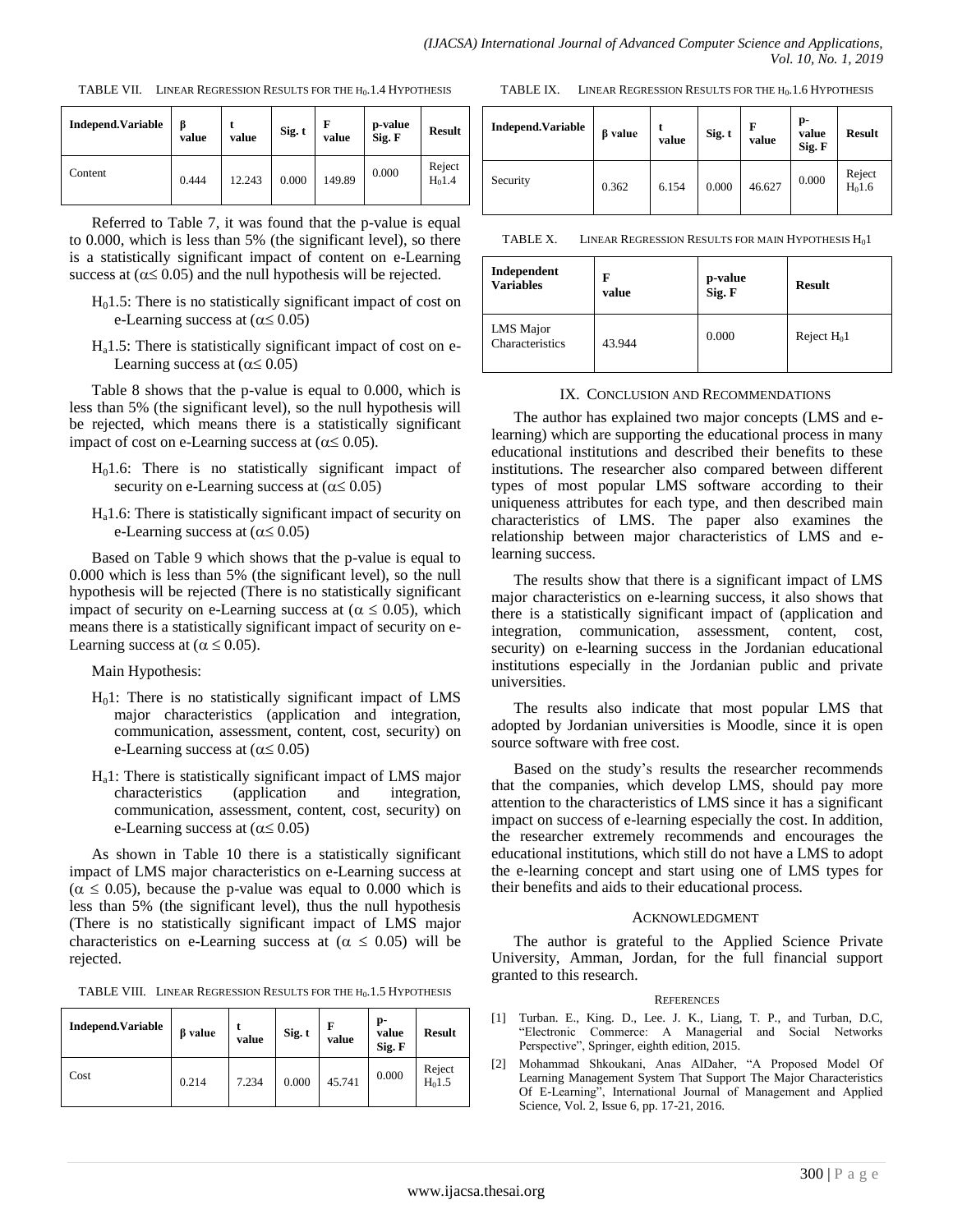TABLE VII. LINEAR REGRESSION RESULTS FOR THE $H_0$.1.4 HYPOTHESIS

| Independ.Variable | β value | t value | Sig. t | F value | p-value Sig. F | Result |
|---|---|---|---|---|---|---|
| Content | 0.444 | 12.243 | 0.000 | 149.89 | 0.000 | Reject $H_0$1.4 |

Referred to Table 7, it was found that the p-value is equal to 0.000, which is less than 5% (the significant level), so there is a statistically significant impact of content on e-Learning success at ($\alpha \leq 0.05$) and the null hypothesis will be rejected.

- $H_0$1.5: There is no statistically significant impact of cost on e-Learning success at ($\alpha \leq 0.05$)
- $H_a$1.5: There is statistically significant impact of cost on e-Learning success at ($\alpha \leq 0.05$)

Table 8 shows that the p-value is equal to 0.000, which is less than 5% (the significant level), so the null hypothesis will be rejected, which means there is a statistically significant impact of cost on e-Learning success at ($\alpha \leq 0.05$).

- $H_0$1.6: There is no statistically significant impact of security on e-Learning success at ($\alpha \leq 0.05$)
- $H_a$1.6: There is statistically significant impact of security on e-Learning success at ($\alpha \leq 0.05$)

Based on Table 9 which shows that the p-value is equal to 0.000 which is less than 5% (the significant level), so the null hypothesis will be rejected (There is no statistically significant impact of security on e-Learning success at ($\alpha \leq 0.05$), which means there is a statistically significant impact of security on e-Learning success at ($\alpha \leq 0.05$).

Main Hypothesis:

- $H_0$1: There is no statistically significant impact of LMS major characteristics (application and integration, communication, assessment, content, cost, security) on e-Learning success at ($\alpha \leq 0.05$)
- $H_a$1: There is statistically significant impact of LMS major characteristics (application and integration, communication, assessment, content, cost, security) on e-Learning success at ($\alpha \leq 0.05$)

As shown in Table 10 there is a statistically significant impact of LMS major characteristics on e-Learning success at ($\alpha \leq 0.05$), because the p-value was equal to 0.000 which is less than 5% (the significant level), thus the null hypothesis (There is no statistically significant impact of LMS major characteristics on e-Learning success at ($\alpha \leq 0.05$) will be rejected.

TABLE VIII. LINEAR REGRESSION RESULTS FOR THE $H_0$.1.5 HYPOTHESIS

| Independ.Variable | β value | t value | Sig. t | F value | p-value Sig. F | Result |
|---|---|---|---|---|---|---|
| Cost | 0.214 | 7.234 | 0.000 | 45.741 | 0.000 | Reject $H_0$1.5 |

TABLE IX. LINEAR REGRESSION RESULTS FOR THE $H_0$.1.6 HYPOTHESIS

| Independ.Variable | β value | t value | Sig. t | F value | p-value Sig. F | Result |
|---|---|---|---|---|---|---|
| Security | 0.362 | 6.154 | 0.000 | 46.627 | 0.000 | Reject $H_0$1.6 |

TABLE X. LINEAR REGRESSION RESULTS FOR MAIN HYPOTHESIS $H_0$1

| Independent Variables | F value | p-value Sig. F | Result |
|---|---|---|---|
| LMS Major Characteristics | 43.944 | 0.000 | Reject $H_0$1 |

## IX. CONCLUSION AND RECOMMENDATIONS

The author has explained two major concepts (LMS and e-learning) which are supporting the educational process in many educational institutions and described their benefits to these institutions. The researcher also compared between different types of most popular LMS software according to their uniqueness attributes for each type, and then described main characteristics of LMS. The paper also examines the relationship between major characteristics of LMS and e-learning success.

The results show that there is a significant impact of LMS major characteristics on e-learning success, it also shows that there is a statistically significant impact of (application and integration, communication, assessment, content, cost, security) on e-learning success in the Jordanian educational institutions especially in the Jordanian public and private universities.

The results also indicate that most popular LMS that adopted by Jordanian universities is Moodle, since it is open source software with free cost.

Based on the study's results the researcher recommends that the companies, which develop LMS, should pay more attention to the characteristics of LMS since it has a significant impact on success of e-learning especially the cost. In addition, the researcher extremely recommends and encourages the educational institutions, which still do not have a LMS to adopt the e-learning concept and start using one of LMS types for their benefits and aids to their educational process.

## ACKNOWLEDGMENT

The author is grateful to the Applied Science Private University, Amman, Jordan, for the full financial support granted to this research.

## REFERENCES

[1] Turban. E., King. D., Lee. J. K., Liang, T. P., and Turban, D.C, "Electronic Commerce: A Managerial and Social Networks Perspective", Springer, eighth edition, 2015.

[2] Mohammad Shkoukani, Anas AlDaher, "A Proposed Model Of Learning Management System That Support The Major Characteristics Of E-Learning", International Journal of Management and Applied Science, Vol. 2, Issue 6, pp. 17-21, 2016.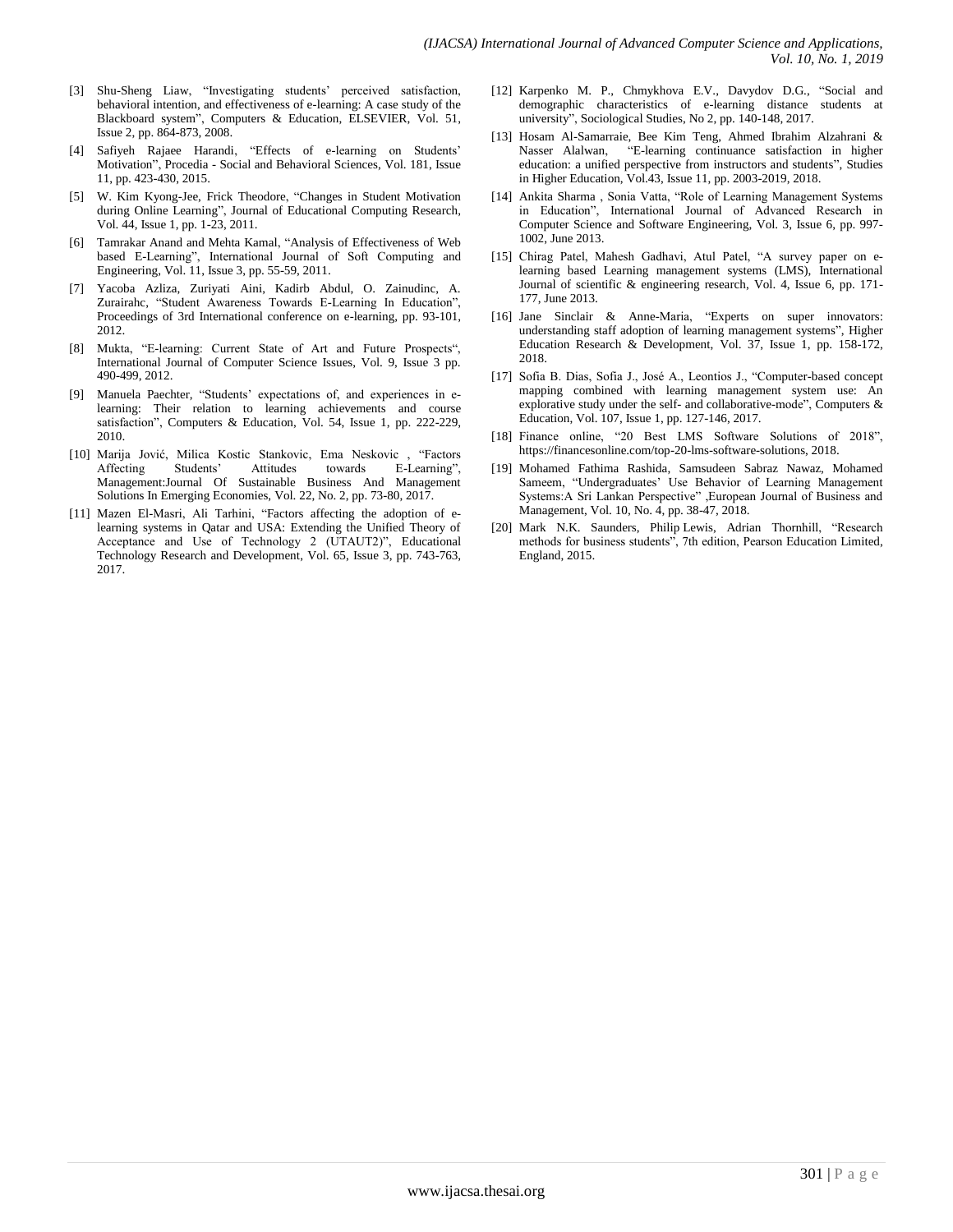[3] Shu-Sheng Liaw, "Investigating students' perceived satisfaction, behavioral intention, and effectiveness of e-learning: A case study of the Blackboard system", Computers & Education, ELSEVIER, Vol. 51, Issue 2, pp. 864-873, 2008.

[4] Safiyeh Rajaee Harandi, "Effects of e-learning on Students' Motivation", Procedia - Social and Behavioral Sciences, Vol. 181, Issue 11, pp. 423-430, 2015.

[5] W. Kim Kyong-Jee, Frick Theodore, "Changes in Student Motivation during Online Learning", Journal of Educational Computing Research, Vol. 44, Issue 1, pp. 1-23, 2011.

[6] Tamrakar Anand and Mehta Kamal, "Analysis of Effectiveness of Web based E-Learning", International Journal of Soft Computing and Engineering, Vol. 11, Issue 3, pp. 55-59, 2011.

[7] Yacoba Azliza, Zuriyati Aini, Kadirb Abdul, O. Zainudinc, A. Zurairahc, "Student Awareness Towards E-Learning In Education", Proceedings of 3rd International conference on e-learning, pp. 93-101, 2012.

[8] Mukta, "E-learning: Current State of Art and Future Prospects", International Journal of Computer Science Issues, Vol. 9, Issue 3 pp. 490-499, 2012.

[9] Manuela Paechter, "Students' expectations of, and experiences in e-learning: Their relation to learning achievements and course satisfaction", Computers & Education, Vol. 54, Issue 1, pp. 222-229, 2010.

[10] Marija Jović, Milica Kostic Stankovic, Ema Neskovic , "Factors Affecting Students' Attitudes towards E-Learning", Management:Journal Of Sustainable Business And Management Solutions In Emerging Economies, Vol. 22, No. 2, pp. 73-80, 2017.

[11] Mazen El-Masri, Ali Tarhini, "Factors affecting the adoption of e-learning systems in Qatar and USA: Extending the Unified Theory of Acceptance and Use of Technology 2 (UTAUT2)", Educational Technology Research and Development, Vol. 65, Issue 3, pp. 743-763, 2017.

[12] Karpenko M. P., Chmykhova E.V., Davydov D.G., "Social and demographic characteristics of e-learning distance students at university", Sociological Studies, No 2, pp. 140-148, 2017.

[13] Hosam Al-Samarraie, Bee Kim Teng, Ahmed Ibrahim Alzahrani & Nasser Alalwan, "E-learning continuance satisfaction in higher education: a unified perspective from instructors and students", Studies in Higher Education, Vol.43, Issue 11, pp. 2003-2019, 2018.

[14] Ankita Sharma , Sonia Vatta, "Role of Learning Management Systems in Education", International Journal of Advanced Research in Computer Science and Software Engineering, Vol. 3, Issue 6, pp. 997-1002, June 2013.

[15] Chirag Patel, Mahesh Gadhavi, Atul Patel, "A survey paper on e-learning based Learning management systems (LMS), International Journal of scientific & engineering research, Vol. 4, Issue 6, pp. 171-177, June 2013.

[16] Jane Sinclair & Anne-Maria, "Experts on super innovators: understanding staff adoption of learning management systems", Higher Education Research & Development, Vol. 37, Issue 1, pp. 158-172, 2018.

[17] Sofia B. Dias, Sofia J., José A., Leontios J., "Computer-based concept mapping combined with learning management system use: An explorative study under the self- and collaborative-mode", Computers & Education, Vol. 107, Issue 1, pp. 127-146, 2017.

[18] Finance online, "20 Best LMS Software Solutions of 2018", https://financesonline.com/top-20-lms-software-solutions, 2018.

[19] Mohamed Fathima Rashida, Samsudeen Sabraz Nawaz, Mohamed Sameem, "Undergraduates' Use Behavior of Learning Management Systems:A Sri Lankan Perspective" ,European Journal of Business and Management, Vol. 10, No. 4, pp. 38-47, 2018.

[20] Mark N.K. Saunders, Philip Lewis, Adrian Thornhill, "Research methods for business students", 7th edition, Pearson Education Limited, England, 2015.